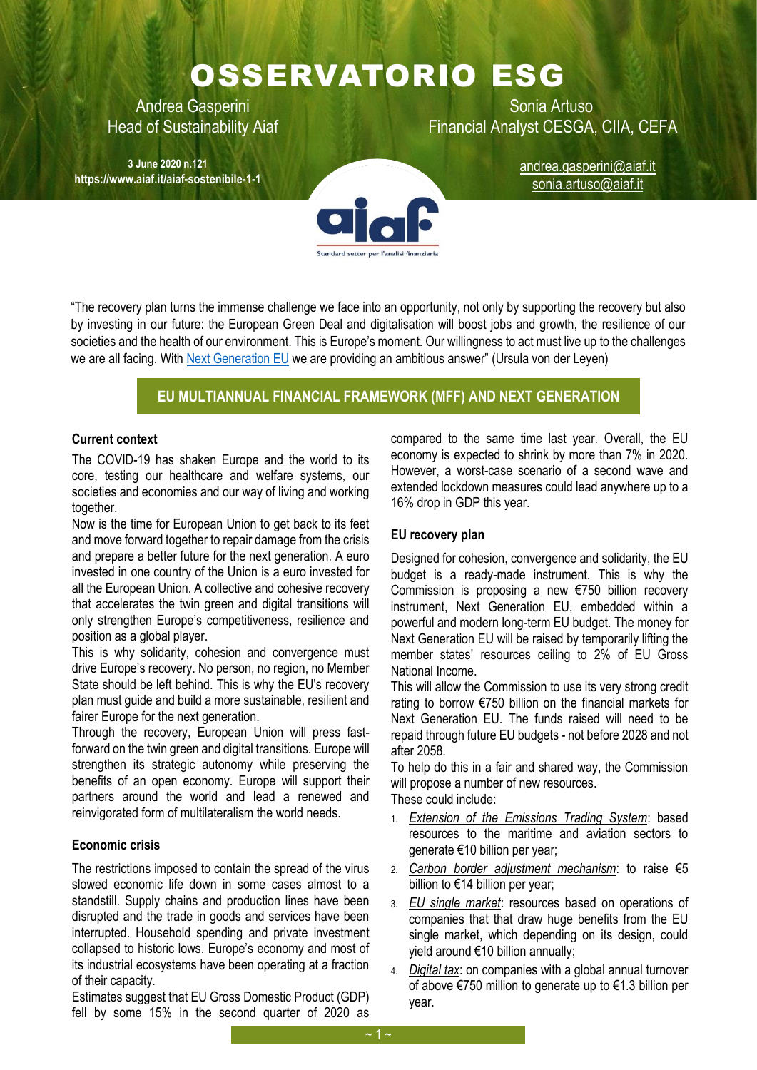# OSSERVATORIO ESG

Andrea Gasperini
Head of Sustainability Aiaf

Sonia Artuso
Financial Analyst CESGA, CIIA, CEFA

**3 June 2020 n.121**
**https://www.aiaf.it/aiaf-sostenibile-1-1**

andrea.gasperini@aiaf.it
sonia.artuso@aiaf.it

"The recovery plan turns the immense challenge we face into an opportunity, not only by supporting the recovery but also by investing in our future: the European Green Deal and digitalisation will boost jobs and growth, the resilience of our societies and the health of our environment. This is Europe's moment. Our willingness to act must live up to the challenges we are all facing. With Next Generation EU we are providing an ambitious answer" (Ursula von der Leyen)

## EU MULTIANNUAL FINANCIAL FRAMEWORK (MFF) AND NEXT GENERATION

### Current context

The COVID-19 has shaken Europe and the world to its core, testing our healthcare and welfare systems, our societies and economies and our way of living and working together.

Now is the time for European Union to get back to its feet and move forward together to repair damage from the crisis and prepare a better future for the next generation. A euro invested in one country of the Union is a euro invested for all the European Union. A collective and cohesive recovery that accelerates the twin green and digital transitions will only strengthen Europe's competitiveness, resilience and position as a global player.

This is why solidarity, cohesion and convergence must drive Europe's recovery. No person, no region, no Member State should be left behind. This is why the EU's recovery plan must guide and build a more sustainable, resilient and fairer Europe for the next generation.

Through the recovery, European Union will press fast-forward on the twin green and digital transitions. Europe will strengthen its strategic autonomy while preserving the benefits of an open economy. Europe will support their partners around the world and lead a renewed and reinvigorated form of multilateralism the world needs.

### Economic crisis

The restrictions imposed to contain the spread of the virus slowed economic life down in some cases almost to a standstill. Supply chains and production lines have been disrupted and the trade in goods and services have been interrupted. Household spending and private investment collapsed to historic lows. Europe's economy and most of its industrial ecosystems have been operating at a fraction of their capacity.

Estimates suggest that EU Gross Domestic Product (GDP) fell by some 15% in the second quarter of 2020 as compared to the same time last year. Overall, the EU economy is expected to shrink by more than 7% in 2020. However, a worst-case scenario of a second wave and extended lockdown measures could lead anywhere up to a 16% drop in GDP this year.

### EU recovery plan

Designed for cohesion, convergence and solidarity, the EU budget is a ready-made instrument. This is why the Commission is proposing a new €750 billion recovery instrument, Next Generation EU, embedded within a powerful and modern long-term EU budget. The money for Next Generation EU will be raised by temporarily lifting the member states' resources ceiling to 2% of EU Gross National Income.

This will allow the Commission to use its very strong credit rating to borrow €750 billion on the financial markets for Next Generation EU. The funds raised will need to be repaid through future EU budgets - not before 2028 and not after 2058.

To help do this in a fair and shared way, the Commission will propose a number of new resources.

These could include:

1. *Extension of the Emissions Trading System*: based resources to the maritime and aviation sectors to generate €10 billion per year;
2. *Carbon border adjustment mechanism*: to raise €5 billion to €14 billion per year;
3. *EU single market*: resources based on operations of companies that that draw huge benefits from the EU single market, which depending on its design, could yield around €10 billion annually;
4. *Digital tax*: on companies with a global annual turnover of above €750 million to generate up to €1.3 billion per year.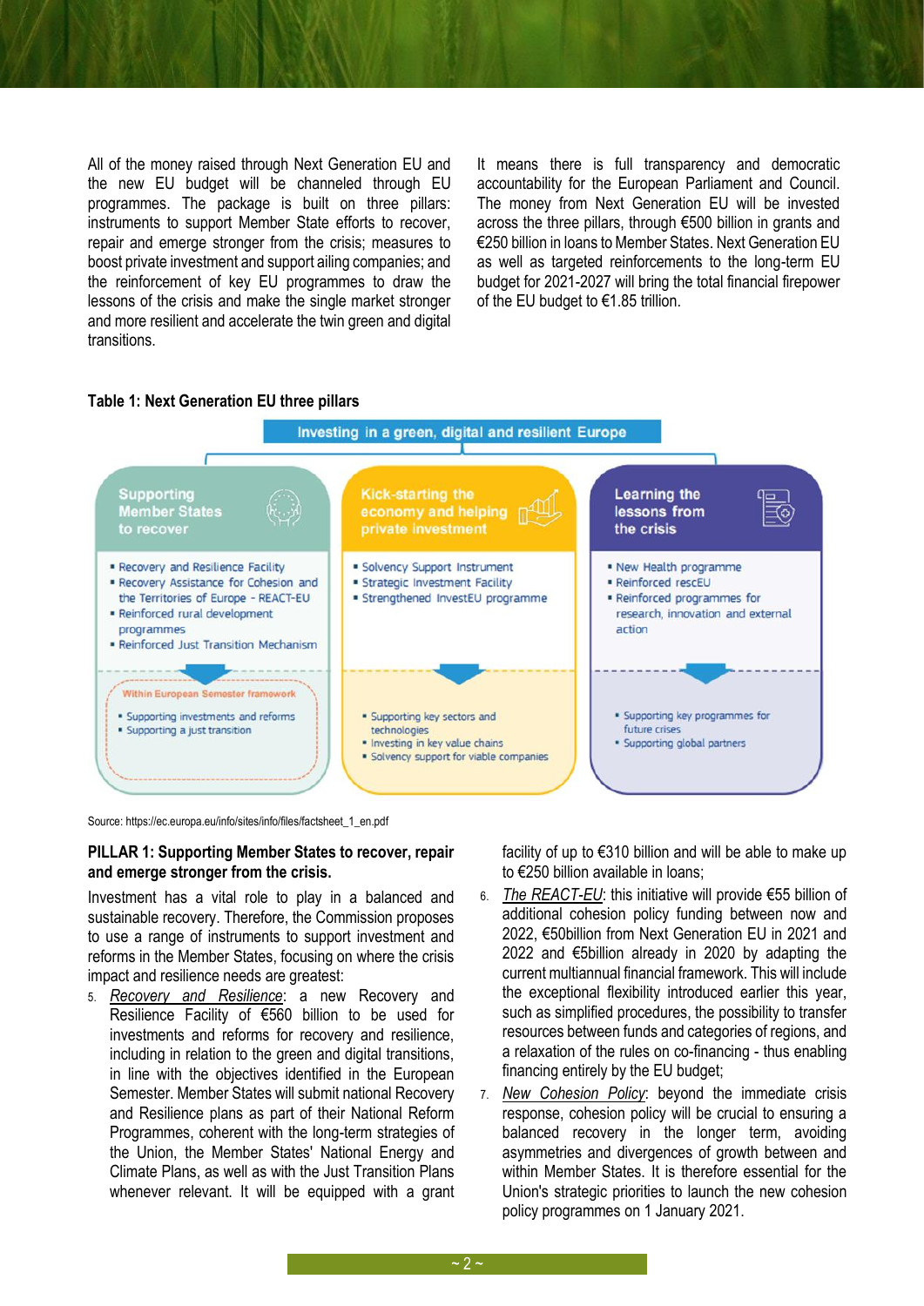All of the money raised through Next Generation EU and the new EU budget will be channeled through EU programmes. The package is built on three pillars: instruments to support Member State efforts to recover, repair and emerge stronger from the crisis; measures to boost private investment and support ailing companies; and the reinforcement of key EU programmes to draw the lessons of the crisis and make the single market stronger and more resilient and accelerate the twin green and digital transitions.

It means there is full transparency and democratic accountability for the European Parliament and Council. The money from Next Generation EU will be invested across the three pillars, through €500 billion in grants and €250 billion in loans to Member States. Next Generation EU as well as targeted reinforcements to the long-term EU budget for 2021-2027 will bring the total financial firepower of the EU budget to €1.85 trillion.

**Table 1: Next Generation EU three pillars**

Investing in a green, digital and resilient Europe

| Supporting Member States to recover | Kick-starting the economy and helping private investment | Learning the lessons from the crisis |
|---|---|---|
| ▪ Recovery and Resilience Facility<br>▪ Recovery Assistance for Cohesion and the Territories of Europe - REACT-EU<br>▪ Reinforced rural development programmes<br>▪ Reinforced Just Transition Mechanism | ▪ Solvency Support Instrument<br>▪ Strategic Investment Facility<br>▪ Strengthened InvestEU programme | ▪ New Health programme<br>▪ Reinforced rescEU<br>▪ Reinforced programmes for research, innovation and external action |
| Within European Semester framework<br>▪ Supporting investments and reforms<br>▪ Supporting a just transition | ▪ Supporting key sectors and technologies<br>▪ Investing in key value chains<br>▪ Solvency support for viable companies | ▪ Supporting key programmes for future crises<br>▪ Supporting global partners |

Source: https://ec.europa.eu/info/sites/info/files/factsheet_1_en.pdf

**PILLAR 1: Supporting Member States to recover, repair and emerge stronger from the crisis.**

Investment has a vital role to play in a balanced and sustainable recovery. Therefore, the Commission proposes to use a range of instruments to support investment and reforms in the Member States, focusing on where the crisis impact and resilience needs are greatest:

5. _Recovery and Resilience_: a new Recovery and Resilience Facility of €560 billion to be used for investments and reforms for recovery and resilience, including in relation to the green and digital transitions, in line with the objectives identified in the European Semester. Member States will submit national Recovery and Resilience plans as part of their National Reform Programmes, coherent with the long-term strategies of the Union, the Member States' National Energy and Climate Plans, as well as with the Just Transition Plans whenever relevant. It will be equipped with a grant facility of up to €310 billion and will be able to make up to €250 billion available in loans;
6. _The REACT-EU_: this initiative will provide €55 billion of additional cohesion policy funding between now and 2022, €50billion from Next Generation EU in 2021 and 2022 and €5billion already in 2020 by adapting the current multiannual financial framework. This will include the exceptional flexibility introduced earlier this year, such as simplified procedures, the possibility to transfer resources between funds and categories of regions, and a relaxation of the rules on co-financing - thus enabling financing entirely by the EU budget;
7. _New Cohesion Policy_: beyond the immediate crisis response, cohesion policy will be crucial to ensuring a balanced recovery in the longer term, avoiding asymmetries and divergences of growth between and within Member States. It is therefore essential for the Union's strategic priorities to launch the new cohesion policy programmes on 1 January 2021.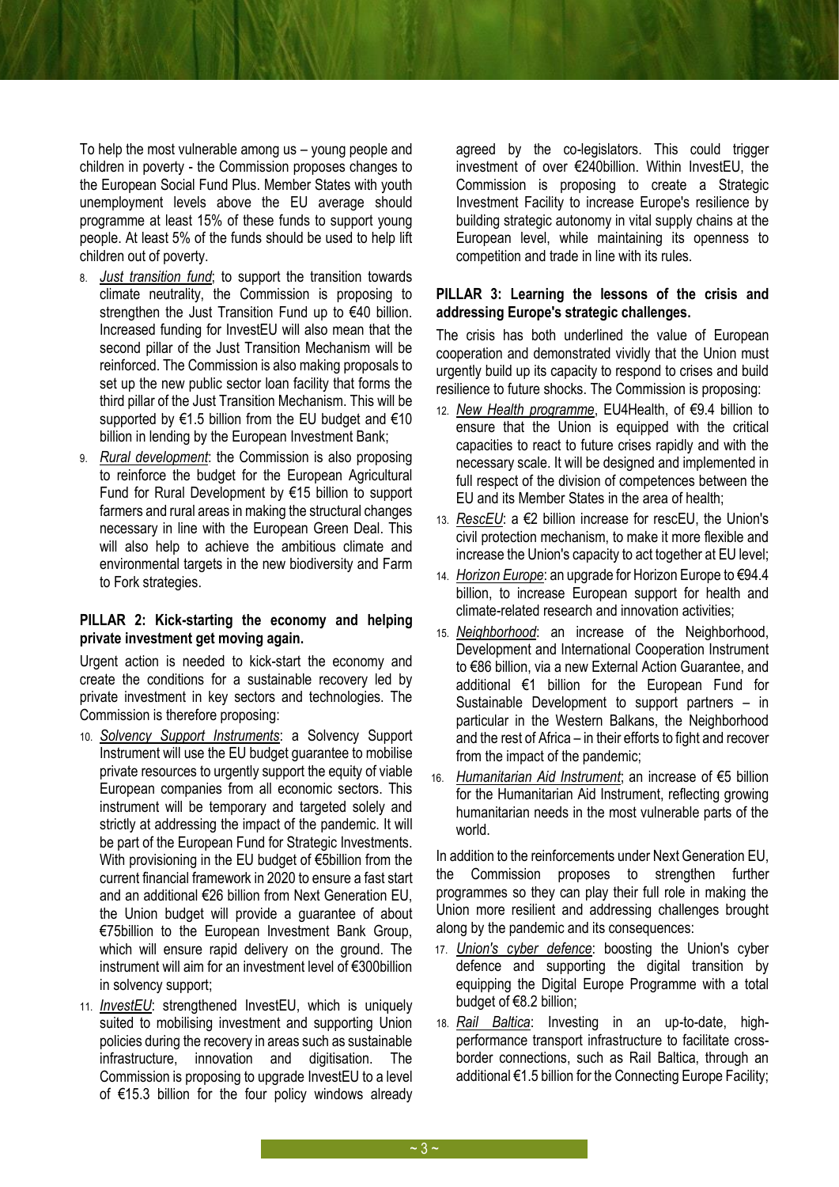To help the most vulnerable among us – young people and children in poverty - the Commission proposes changes to the European Social Fund Plus. Member States with youth unemployment levels above the EU average should programme at least 15% of these funds to support young people. At least 5% of the funds should be used to help lift children out of poverty.

8. *Just transition fund*; to support the transition towards climate neutrality, the Commission is proposing to strengthen the Just Transition Fund up to €40 billion. Increased funding for InvestEU will also mean that the second pillar of the Just Transition Mechanism will be reinforced. The Commission is also making proposals to set up the new public sector loan facility that forms the third pillar of the Just Transition Mechanism. This will be supported by €1.5 billion from the EU budget and €10 billion in lending by the European Investment Bank;
9. *Rural development*: the Commission is also proposing to reinforce the budget for the European Agricultural Fund for Rural Development by €15 billion to support farmers and rural areas in making the structural changes necessary in line with the European Green Deal. This will also help to achieve the ambitious climate and environmental targets in the new biodiversity and Farm to Fork strategies.

**PILLAR 2: Kick-starting the economy and helping private investment get moving again.**

Urgent action is needed to kick-start the economy and create the conditions for a sustainable recovery led by private investment in key sectors and technologies. The Commission is therefore proposing:

10. *Solvency Support Instruments*: a Solvency Support Instrument will use the EU budget guarantee to mobilise private resources to urgently support the equity of viable European companies from all economic sectors. This instrument will be temporary and targeted solely and strictly at addressing the impact of the pandemic. It will be part of the European Fund for Strategic Investments. With provisioning in the EU budget of €5billion from the current financial framework in 2020 to ensure a fast start and an additional €26 billion from Next Generation EU, the Union budget will provide a guarantee of about €75billion to the European Investment Bank Group, which will ensure rapid delivery on the ground. The instrument will aim for an investment level of €300billion in solvency support;
11. *InvestEU*: strengthened InvestEU, which is uniquely suited to mobilising investment and supporting Union policies during the recovery in areas such as sustainable infrastructure, innovation and digitisation. The Commission is proposing to upgrade InvestEU to a level of €15.3 billion for the four policy windows already agreed by the co-legislators. This could trigger investment of over €240billion. Within InvestEU, the Commission is proposing to create a Strategic Investment Facility to increase Europe's resilience by building strategic autonomy in vital supply chains at the European level, while maintaining its openness to competition and trade in line with its rules.

**PILLAR 3: Learning the lessons of the crisis and addressing Europe's strategic challenges.**

The crisis has both underlined the value of European cooperation and demonstrated vividly that the Union must urgently build up its capacity to respond to crises and build resilience to future shocks. The Commission is proposing:

12. *New Health programme*, EU4Health, of €9.4 billion to ensure that the Union is equipped with the critical capacities to react to future crises rapidly and with the necessary scale. It will be designed and implemented in full respect of the division of competences between the EU and its Member States in the area of health;
13. *RescEU*: a €2 billion increase for rescEU, the Union's civil protection mechanism, to make it more flexible and increase the Union's capacity to act together at EU level;
14. *Horizon Europe*: an upgrade for Horizon Europe to €94.4 billion, to increase European support for health and climate-related research and innovation activities;
15. *Neighborhood*: an increase of the Neighborhood, Development and International Cooperation Instrument to €86 billion, via a new External Action Guarantee, and additional €1 billion for the European Fund for Sustainable Development to support partners – in particular in the Western Balkans, the Neighborhood and the rest of Africa – in their efforts to fight and recover from the impact of the pandemic;
16. *Humanitarian Aid Instrument*; an increase of €5 billion for the Humanitarian Aid Instrument, reflecting growing humanitarian needs in the most vulnerable parts of the world.

In addition to the reinforcements under Next Generation EU, the Commission proposes to strengthen further programmes so they can play their full role in making the Union more resilient and addressing challenges brought along by the pandemic and its consequences:

17. *Union's cyber defence*: boosting the Union's cyber defence and supporting the digital transition by equipping the Digital Europe Programme with a total budget of €8.2 billion;
18. *Rail Baltica*: Investing in an up-to-date, high-performance transport infrastructure to facilitate cross-border connections, such as Rail Baltica, through an additional €1.5 billion for the Connecting Europe Facility;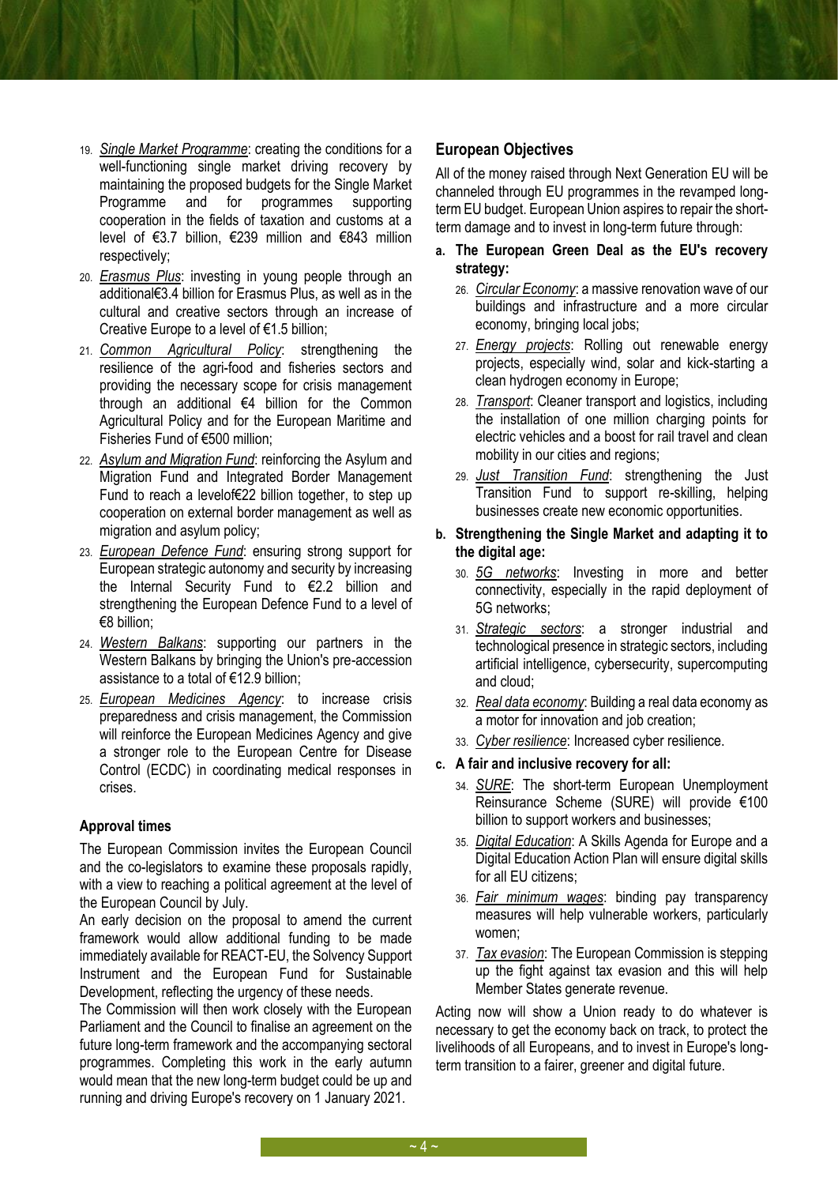19. *Single Market Programme*: creating the conditions for a well-functioning single market driving recovery by maintaining the proposed budgets for the Single Market Programme and for programmes supporting cooperation in the fields of taxation and customs at a level of €3.7 billion, €239 million and €843 million respectively;
20. *Erasmus Plus*: investing in young people through an additional€3.4 billion for Erasmus Plus, as well as in the cultural and creative sectors through an increase of Creative Europe to a level of €1.5 billion;
21. *Common Agricultural Policy*: strengthening the resilience of the agri-food and fisheries sectors and providing the necessary scope for crisis management through an additional €4 billion for the Common Agricultural Policy and for the European Maritime and Fisheries Fund of €500 million;
22. *Asylum and Migration Fund*: reinforcing the Asylum and Migration Fund and Integrated Border Management Fund to reach a levelof€22 billion together, to step up cooperation on external border management as well as migration and asylum policy;
23. *European Defence Fund*: ensuring strong support for European strategic autonomy and security by increasing the Internal Security Fund to €2.2 billion and strengthening the European Defence Fund to a level of €8 billion;
24. *Western Balkans*: supporting our partners in the Western Balkans by bringing the Union's pre-accession assistance to a total of €12.9 billion;
25. *European Medicines Agency*: to increase crisis preparedness and crisis management, the Commission will reinforce the European Medicines Agency and give a stronger role to the European Centre for Disease Control (ECDC) in coordinating medical responses in crises.

**Approval times**

The European Commission invites the European Council and the co-legislators to examine these proposals rapidly, with a view to reaching a political agreement at the level of the European Council by July.

An early decision on the proposal to amend the current framework would allow additional funding to be made immediately available for REACT-EU, the Solvency Support Instrument and the European Fund for Sustainable Development, reflecting the urgency of these needs.

The Commission will then work closely with the European Parliament and the Council to finalise an agreement on the future long-term framework and the accompanying sectoral programmes. Completing this work in the early autumn would mean that the new long-term budget could be up and running and driving Europe's recovery on 1 January 2021.

## European Objectives

All of the money raised through Next Generation EU will be channeled through EU programmes in the revamped long-term EU budget. European Union aspires to repair the short-term damage and to invest in long-term future through:

**a. The European Green Deal as the EU's recovery strategy:**

26. *Circular Economy*: a massive renovation wave of our buildings and infrastructure and a more circular economy, bringing local jobs;
27. *Energy projects*: Rolling out renewable energy projects, especially wind, solar and kick-starting a clean hydrogen economy in Europe;
28. *Transport*: Cleaner transport and logistics, including the installation of one million charging points for electric vehicles and a boost for rail travel and clean mobility in our cities and regions;
29. *Just Transition Fund*: strengthening the Just Transition Fund to support re-skilling, helping businesses create new economic opportunities.

**b. Strengthening the Single Market and adapting it to the digital age:**

30. *5G networks*: Investing in more and better connectivity, especially in the rapid deployment of 5G networks;
31. *Strategic sectors*: a stronger industrial and technological presence in strategic sectors, including artificial intelligence, cybersecurity, supercomputing and cloud;
32. *Real data economy*: Building a real data economy as a motor for innovation and job creation;
33. *Cyber resilience*: Increased cyber resilience.

**c. A fair and inclusive recovery for all:**

34. *SURE*: The short-term European Unemployment Reinsurance Scheme (SURE) will provide €100 billion to support workers and businesses;
35. *Digital Education*: A Skills Agenda for Europe and a Digital Education Action Plan will ensure digital skills for all EU citizens;
36. *Fair minimum wages*: binding pay transparency measures will help vulnerable workers, particularly women;
37. *Tax evasion*: The European Commission is stepping up the fight against tax evasion and this will help Member States generate revenue.

Acting now will show a Union ready to do whatever is necessary to get the economy back on track, to protect the livelihoods of all Europeans, and to invest in Europe's long-term transition to a fairer, greener and digital future.